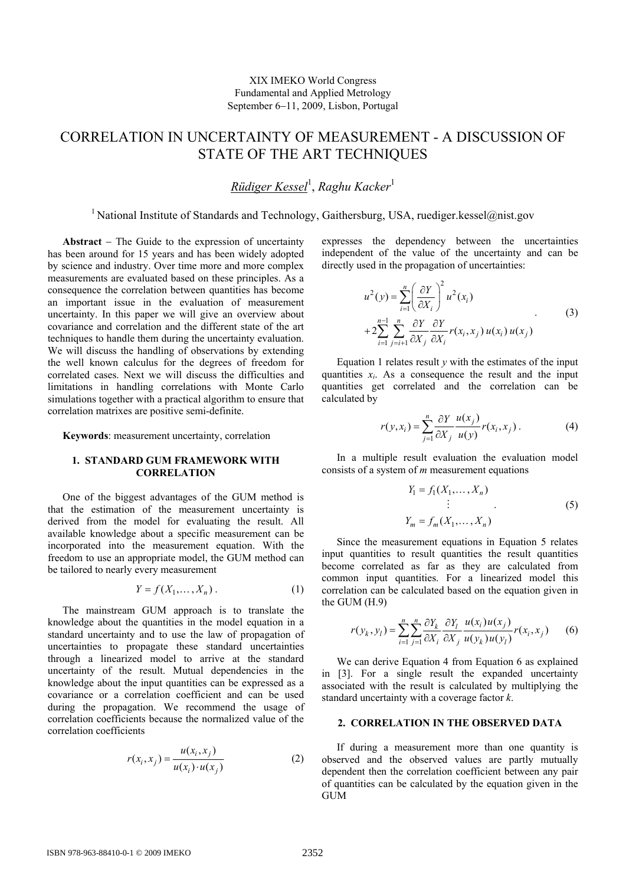XIX IMEKO World Congress
Fundamental and Applied Metrology
September 6–11, 2009, Lisbon, Portugal

# CORRELATION IN UNCERTAINTY OF MEASUREMENT - A DISCUSSION OF STATE OF THE ART TECHNIQUES

*Rüdiger Kessel*[1], *Raghu Kacker*[1]

[1] National Institute of Standards and Technology, Gaithersburg, USA, ruediger.kessel@nist.gov

**Abstract** − The Guide to the expression of uncertainty has been around for 15 years and has been widely adopted by science and industry. Over time more and more complex measurements are evaluated based on these principles. As a consequence the correlation between quantities has become an important issue in the evaluation of measurement uncertainty. In this paper we will give an overview about covariance and correlation and the different state of the art techniques to handle them during the uncertainty evaluation. We will discuss the handling of observations by extending the well known calculus for the degrees of freedom for correlated cases. Next we will discuss the difficulties and limitations in handling correlations with Monte Carlo simulations together with a practical algorithm to ensure that correlation matrixes are positive semi-definite.

**Keywords**: measurement uncertainty, correlation

## 1. STANDARD GUM FRAMEWORK WITH CORRELATION

One of the biggest advantages of the GUM method is that the estimation of the measurement uncertainty is derived from the model for evaluating the result. All available knowledge about a specific measurement can be incorporated into the measurement equation. With the freedom to use an appropriate model, the GUM method can be tailored to nearly every measurement

$$Y = f(X_1, \ldots, X_n) \,. \tag{1}$$

The mainstream GUM approach is to translate the knowledge about the quantities in the model equation in a standard uncertainty and to use the law of propagation of uncertainties to propagate these standard uncertainties through a linearized model to arrive at the standard uncertainty of the result. Mutual dependencies in the knowledge about the input quantities can be expressed as a covariance or a correlation coefficient and can be used during the propagation. We recommend the usage of correlation coefficients because the normalized value of the correlation coefficients

$$r(x_i, x_j) = \frac{u(x_i, x_j)}{u(x_i) \cdot u(x_j)} \tag{2}$$

expresses the dependency between the uncertainties independent of the value of the uncertainty and can be directly used in the propagation of uncertainties:

$$u^2(y) = \sum_{i=1}^{n} \left( \frac{\partial Y}{\partial X_i} \right)^2 u^2(x_i) + 2 \sum_{i=1}^{n-1} \sum_{j=i+1}^{n} \frac{\partial Y}{\partial X_j} \frac{\partial Y}{\partial X_i} r(x_i, x_j)\, u(x_i)\, u(x_j) \,. \tag{3}$$

Equation 1 relates result $y$ with the estimates of the input quantities $x_i$. As a consequence the result and the input quantities get correlated and the correlation can be calculated by

$$r(y, x_i) = \sum_{j=1}^{n} \frac{\partial Y}{\partial X_j} \frac{u(x_j)}{u(y)} r(x_i, x_j) \,. \tag{4}$$

In a multiple result evaluation the evaluation model consists of a system of $m$ measurement equations

$$\begin{aligned} Y_1 &= f_1(X_1, \ldots, X_n) \\ &\vdots \\ Y_m &= f_m(X_1, \ldots, X_n) \end{aligned} \,. \tag{5}$$

Since the measurement equations in Equation 5 relates input quantities to result quantities the result quantities become correlated as far as they are calculated from common input quantities. For a linearized model this correlation can be calculated based on the equation given in the GUM (H.9)

$$r(y_k, y_l) = \sum_{i=1}^{n} \sum_{j=1}^{n} \frac{\partial Y_k}{\partial X_i} \frac{\partial Y_l}{\partial X_j} \frac{u(x_i) u(x_j)}{u(y_k) u(y_l)} r(x_i, x_j) \tag{6}$$

We can derive Equation 4 from Equation 6 as explained in [3]. For a single result the expanded uncertainty associated with the result is calculated by multiplying the standard uncertainty with a coverage factor $k$.

## 2. CORRELATION IN THE OBSERVED DATA

If during a measurement more than one quantity is observed and the observed values are partly mutually dependent then the correlation coefficient between any pair of quantities can be calculated by the equation given in the GUM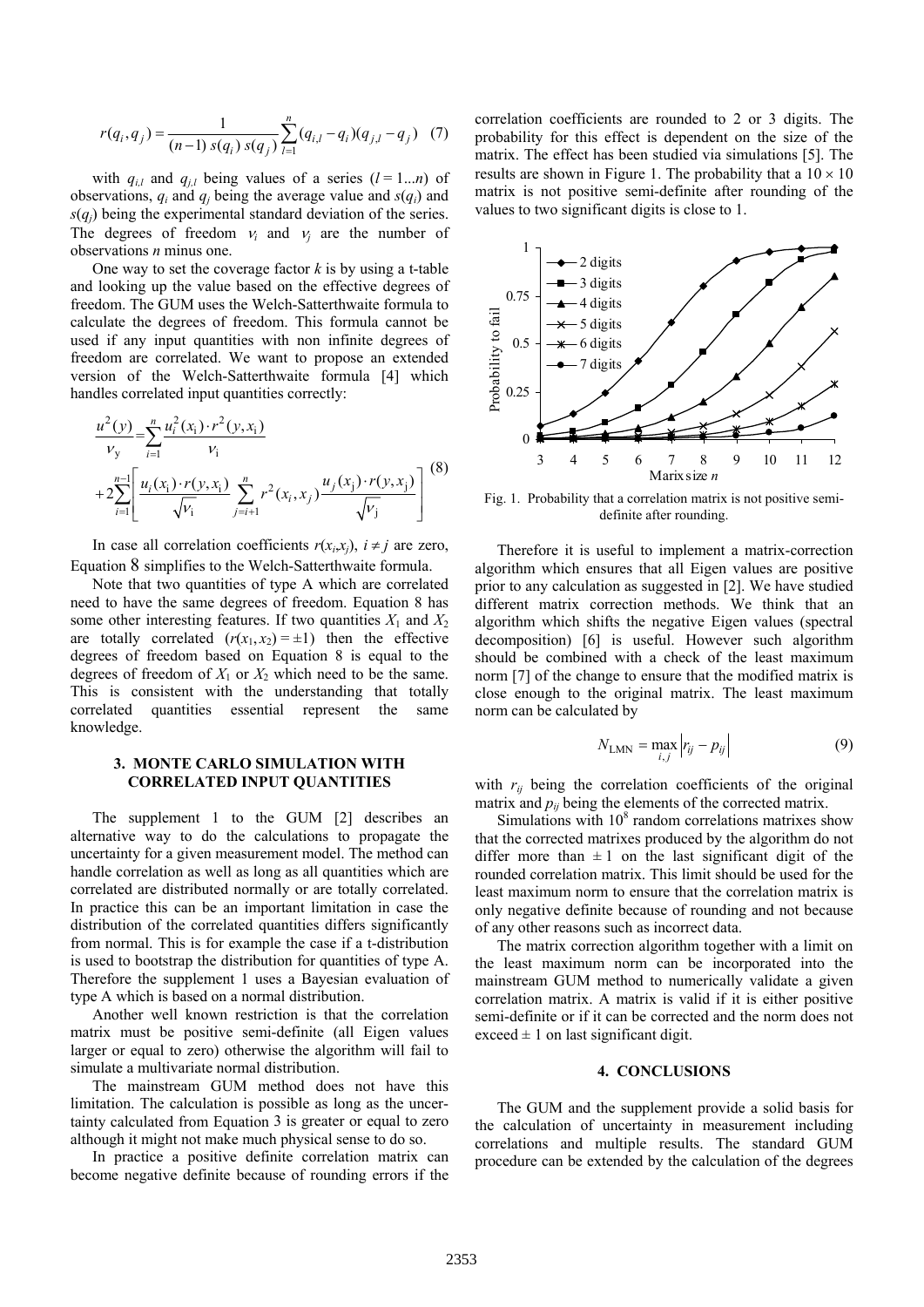$$r(q_i, q_j) = \frac{1}{(n-1)\, s(q_i)\, s(q_j)} \sum_{l=1}^{n} (q_{i,l} - q_i)(q_{j,l} - q_j) \quad (7)$$

with $q_{i,l}$ and $q_{j,l}$ being values of a series ($l = 1...n$) of observations, $q_i$ and $q_j$ being the average value and $s(q_i)$ and $s(q_j)$ being the experimental standard deviation of the series. The degrees of freedom $\nu_i$ and $\nu_j$ are the number of observations $n$ minus one.

One way to set the coverage factor $k$ is by using a t-table and looking up the value based on the effective degrees of freedom. The GUM uses the Welch-Satterthwaite formula to calculate the degrees of freedom. This formula cannot be used if any input quantities with non infinite degrees of freedom are correlated. We want to propose an extended version of the Welch-Satterthwaite formula [4] which handles correlated input quantities correctly:

$$\frac{u^2(y)}{\nu_y} = \sum_{i=1}^{n} \frac{u_i^2(x_i) \cdot r^2(y, x_i)}{\nu_i} + 2\sum_{i=1}^{n-1} \left[ \frac{u_i(x_i) \cdot r(y, x_i)}{\sqrt{\nu_i}} \sum_{j=i+1}^{n} r^2(x_i, x_j) \frac{u_j(x_j) \cdot r(y, x_j)}{\sqrt{\nu_j}} \right] \quad (8)$$

In case all correlation coefficients $r(x_i, x_j)$, $i \neq j$ are zero, Equation 8 simplifies to the Welch-Satterthwaite formula.

Note that two quantities of type A which are correlated need to have the same degrees of freedom. Equation 8 has some other interesting features. If two quantities $X_1$ and $X_2$ are totally correlated ($r(x_1, x_2) = \pm 1$) then the effective degrees of freedom based on Equation 8 is equal to the degrees of freedom of $X_1$ or $X_2$ which need to be the same. This is consistent with the understanding that totally correlated quantities essential represent the same knowledge.

### 3. MONTE CARLO SIMULATION WITH CORRELATED INPUT QUANTITIES

The supplement 1 to the GUM [2] describes an alternative way to do the calculations to propagate the uncertainty for a given measurement model. The method can handle correlation as well as long as all quantities which are correlated are distributed normally or are totally correlated. In practice this can be an important limitation in case the distribution of the correlated quantities differs significantly from normal. This is for example the case if a t-distribution is used to bootstrap the distribution for quantities of type A. Therefore the supplement 1 uses a Bayesian evaluation of type A which is based on a normal distribution.

Another well known restriction is that the correlation matrix must be positive semi-definite (all Eigen values larger or equal to zero) otherwise the algorithm will fail to simulate a multivariate normal distribution.

The mainstream GUM method does not have this limitation. The calculation is possible as long as the uncertainty calculated from Equation 3 is greater or equal to zero although it might not make much physical sense to do so.

In practice a positive definite correlation matrix can become negative definite because of rounding errors if the correlation coefficients are rounded to 2 or 3 digits. The probability for this effect is dependent on the size of the matrix. The effect has been studied via simulations [5]. The results are shown in Figure 1. The probability that a $10 \times 10$ matrix is not positive semi-definite after rounding of the values to two significant digits is close to 1.

Fig. 1. Probability that a correlation matrix is not positive semi-definite after rounding.

Therefore it is useful to implement a matrix-correction algorithm which ensures that all Eigen values are positive prior to any calculation as suggested in [2]. We have studied different matrix correction methods. We think that an algorithm which shifts the negative Eigen values (spectral decomposition) [6] is useful. However such algorithm should be combined with a check of the least maximum norm [7] of the change to ensure that the modified matrix is close enough to the original matrix. The least maximum norm can be calculated by

$$N_{\text{LMN}} = \max_{i,j} \left| r_{ij} - p_{ij} \right| \quad (9)$$

with $r_{ij}$ being the correlation coefficients of the original matrix and $p_{ij}$ being the elements of the corrected matrix.

Simulations with $10^8$ random correlations matrixes show that the corrected matrixes produced by the algorithm do not differ more than $\pm 1$ on the last significant digit of the rounded correlation matrix. This limit should be used for the least maximum norm to ensure that the correlation matrix is only negative definite because of rounding and not because of any other reasons such as incorrect data.

The matrix correction algorithm together with a limit on the least maximum norm can be incorporated into the mainstream GUM method to numerically validate a given correlation matrix. A matrix is valid if it is either positive semi-definite or if it can be corrected and the norm does not exceed $\pm 1$ on last significant digit.

### 4. CONCLUSIONS

The GUM and the supplement provide a solid basis for the calculation of uncertainty in measurement including correlations and multiple results. The standard GUM procedure can be extended by the calculation of the degrees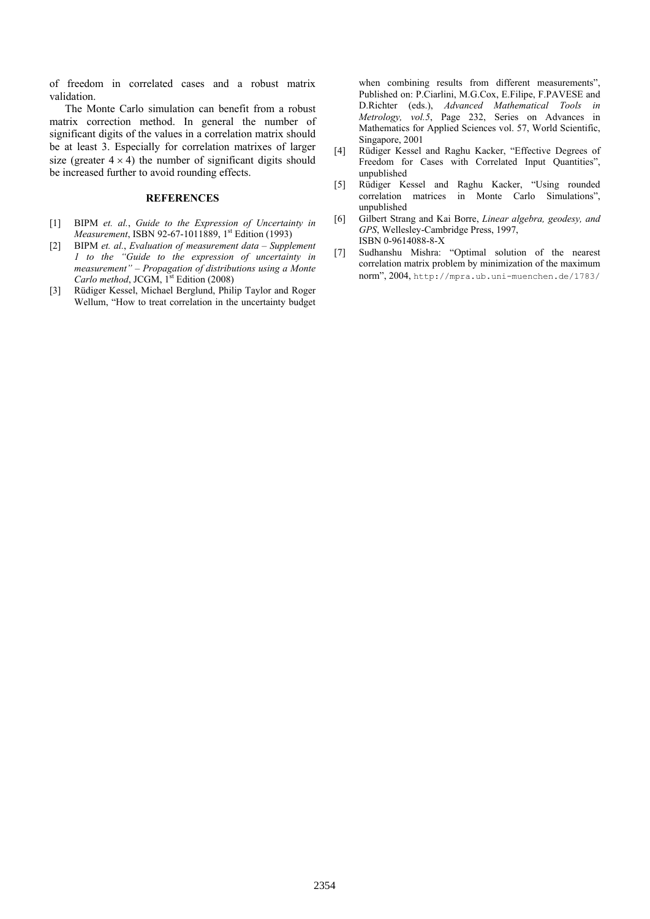of freedom in correlated cases and a robust matrix validation.

The Monte Carlo simulation can benefit from a robust matrix correction method. In general the number of significant digits of the values in a correlation matrix should be at least 3. Especially for correlation matrixes of larger size (greater $4 \times 4$) the number of significant digits should be increased further to avoid rounding effects.

## REFERENCES

[1] BIPM *et. al.*, *Guide to the Expression of Uncertainty in Measurement*, ISBN 92-67-1011889, 1st Edition (1993)

[2] BIPM *et. al.*, *Evaluation of measurement data – Supplement 1 to the "Guide to the expression of uncertainty in measurement" – Propagation of distributions using a Monte Carlo method*, JCGM, 1st Edition (2008)

[3] Rüdiger Kessel, Michael Berglund, Philip Taylor and Roger Wellum, "How to treat correlation in the uncertainty budget when combining results from different measurements", Published on: P.Ciarlini, M.G.Cox, E.Filipe, F.PAVESE and D.Richter (eds.), *Advanced Mathematical Tools in Metrology, vol.5*, Page 232, Series on Advances in Mathematics for Applied Sciences vol. 57, World Scientific, Singapore, 2001

[4] Rüdiger Kessel and Raghu Kacker, "Effective Degrees of Freedom for Cases with Correlated Input Quantities", unpublished

[5] Rüdiger Kessel and Raghu Kacker, "Using rounded correlation matrices in Monte Carlo Simulations", unpublished

[6] Gilbert Strang and Kai Borre, *Linear algebra, geodesy, and GPS*, Wellesley-Cambridge Press, 1997, ISBN 0-9614088-8-X

[7] Sudhanshu Mishra: "Optimal solution of the nearest correlation matrix problem by minimization of the maximum norm", 2004, http://mpra.ub.uni-muenchen.de/1783/